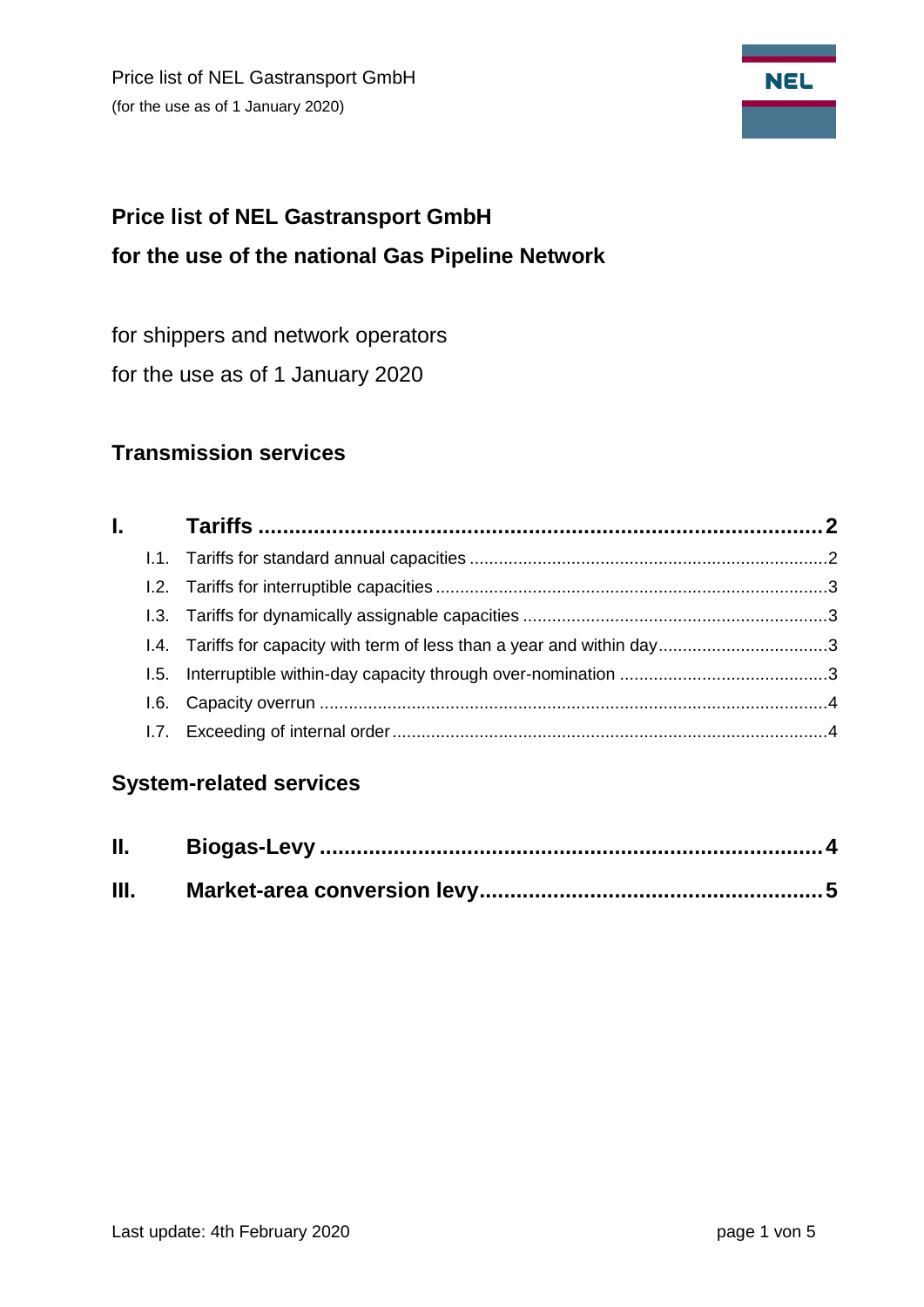# Price list of NEL Gastransport GmbH

# for the use of the national Gas Pipeline Network

for shippers and network operators

for the use as of 1 January 2020

## Transmission services

**I. Tariffs ..... 2**

- I.1. Tariffs for standard annual capacities ..... 2
- I.2. Tariffs for interruptible capacities ..... 3
- I.3. Tariffs for dynamically assignable capacities ..... 3
- I.4. Tariffs for capacity with term of less than a year and within day ..... 3
- I.5. Interruptible within-day capacity through over-nomination ..... 3
- I.6. Capacity overrun ..... 4
- I.7. Exceeding of internal order ..... 4

## System-related services

**II. Biogas-Levy ..... 4**

**III. Market-area conversion levy ..... 5**

Last update: 4th February 2020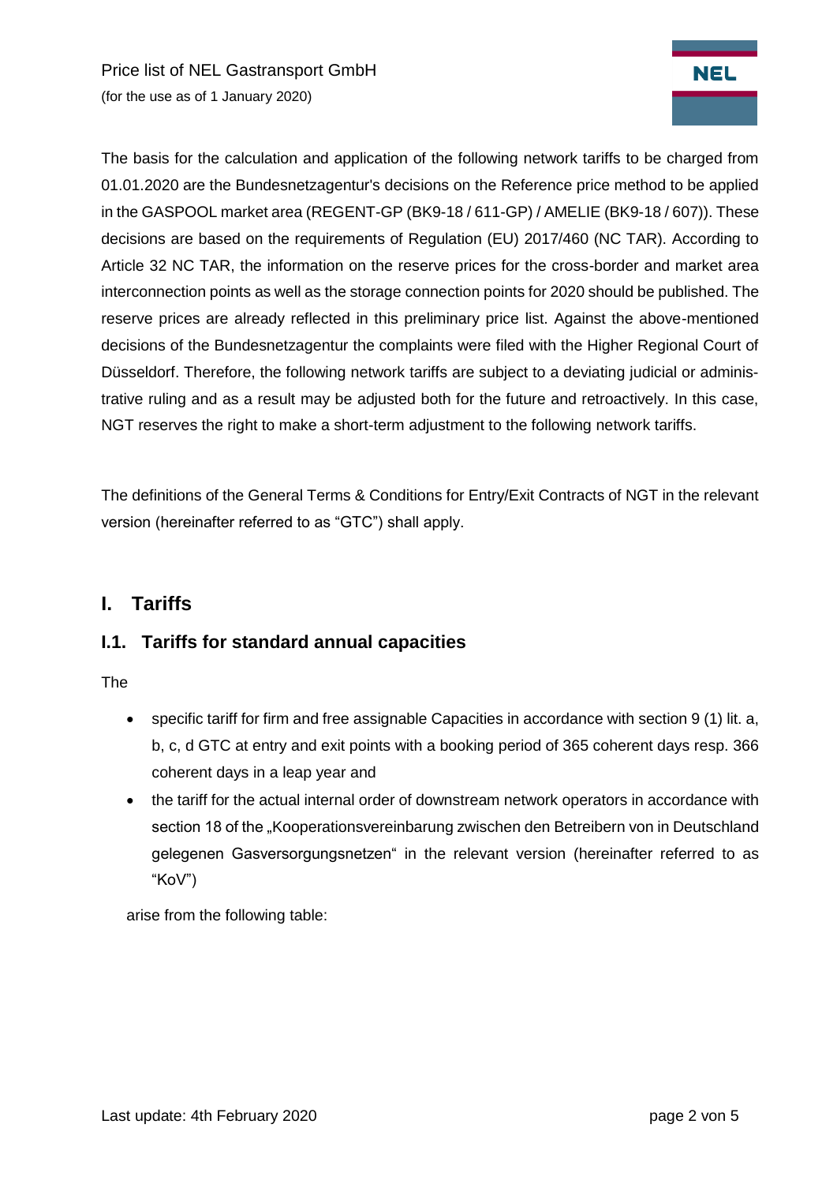The basis for the calculation and application of the following network tariffs to be charged from 01.01.2020 are the Bundesnetzagentur's decisions on the Reference price method to be applied in the GASPOOL market area (REGENT-GP (BK9-18 / 611-GP) / AMELIE (BK9-18 / 607)). These decisions are based on the requirements of Regulation (EU) 2017/460 (NC TAR). According to Article 32 NC TAR, the information on the reserve prices for the cross-border and market area interconnection points as well as the storage connection points for 2020 should be published. The reserve prices are already reflected in this preliminary price list. Against the above-mentioned decisions of the Bundesnetzagentur the complaints were filed with the Higher Regional Court of Düsseldorf. Therefore, the following network tariffs are subject to a deviating judicial or administrative ruling and as a result may be adjusted both for the future and retroactively. In this case, NGT reserves the right to make a short-term adjustment to the following network tariffs.

The definitions of the General Terms & Conditions for Entry/Exit Contracts of NGT in the relevant version (hereinafter referred to as "GTC") shall apply.

# I. Tariffs

## I.1. Tariffs for standard annual capacities

The

- specific tariff for firm and free assignable Capacities in accordance with section 9 (1) lit. a, b, c, d GTC at entry and exit points with a booking period of 365 coherent days resp. 366 coherent days in a leap year and
- the tariff for the actual internal order of downstream network operators in accordance with section 18 of the „Kooperationsvereinbarung zwischen den Betreibern von in Deutschland gelegenen Gasversorgungsnetzen“ in the relevant version (hereinafter referred to as "KoV")

arise from the following table: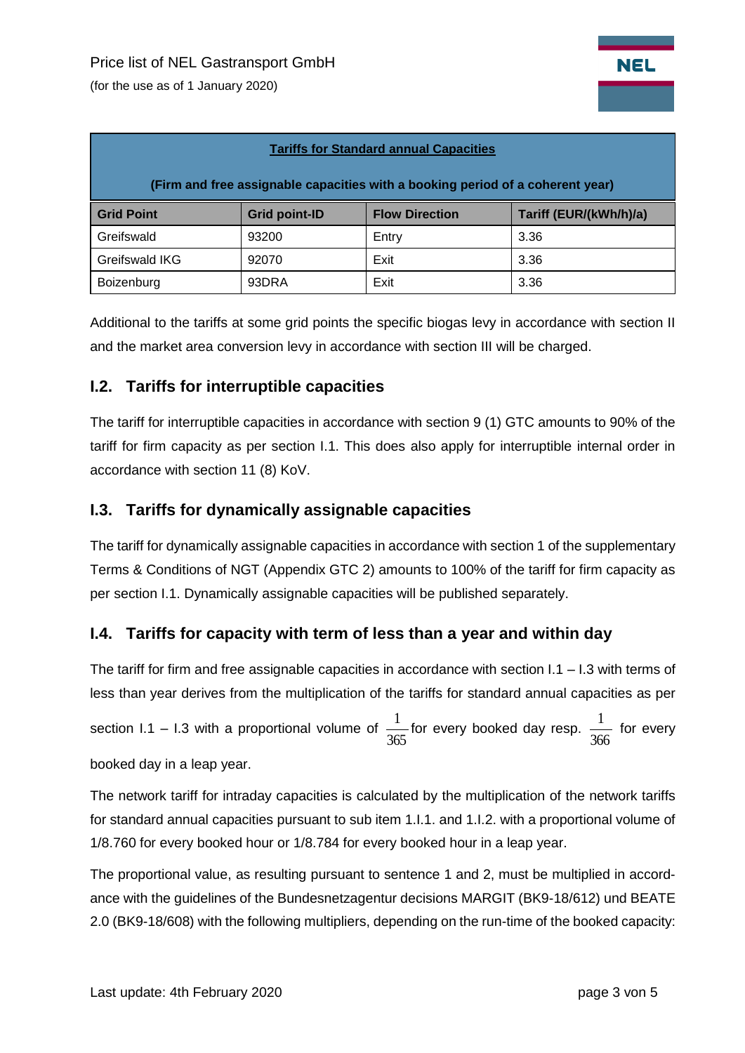| Tariffs for Standard annual Capacities<br><br>(Firm and free assignable capacities with a booking period of a coherent year) | | | |
|---|---|---|---|
| **Grid Point** | **Grid point-ID** | **Flow Direction** | **Tariff (EUR/(kWh/h)/a)** |
| Greifswald | 93200 | Entry | 3.36 |
| Greifswald IKG | 92070 | Exit | 3.36 |
| Boizenburg | 93DRA | Exit | 3.36 |

Additional to the tariffs at some grid points the specific biogas levy in accordance with section II and the market area conversion levy in accordance with section III will be charged.

## I.2. Tariffs for interruptible capacities

The tariff for interruptible capacities in accordance with section 9 (1) GTC amounts to 90% of the tariff for firm capacity as per section I.1. This does also apply for interruptible internal order in accordance with section 11 (8) KoV.

## I.3. Tariffs for dynamically assignable capacities

The tariff for dynamically assignable capacities in accordance with section 1 of the supplementary Terms & Conditions of NGT (Appendix GTC 2) amounts to 100% of the tariff for firm capacity as per section I.1. Dynamically assignable capacities will be published separately.

## I.4. Tariffs for capacity with term of less than a year and within day

The tariff for firm and free assignable capacities in accordance with section I.1 – I.3 with terms of less than year derives from the multiplication of the tariffs for standard annual capacities as per section I.1 – I.3 with a proportional volume of $\frac{1}{365}$ for every booked day resp. $\frac{1}{366}$ for every booked day in a leap year.

The network tariff for intraday capacities is calculated by the multiplication of the network tariffs for standard annual capacities pursuant to sub item 1.I.1. and 1.I.2. with a proportional volume of 1/8.760 for every booked hour or 1/8.784 for every booked hour in a leap year.

The proportional value, as resulting pursuant to sentence 1 and 2, must be multiplied in accordance with the guidelines of the Bundesnetzagentur decisions MARGIT (BK9-18/612) und BEATE 2.0 (BK9-18/608) with the following multipliers, depending on the run-time of the booked capacity: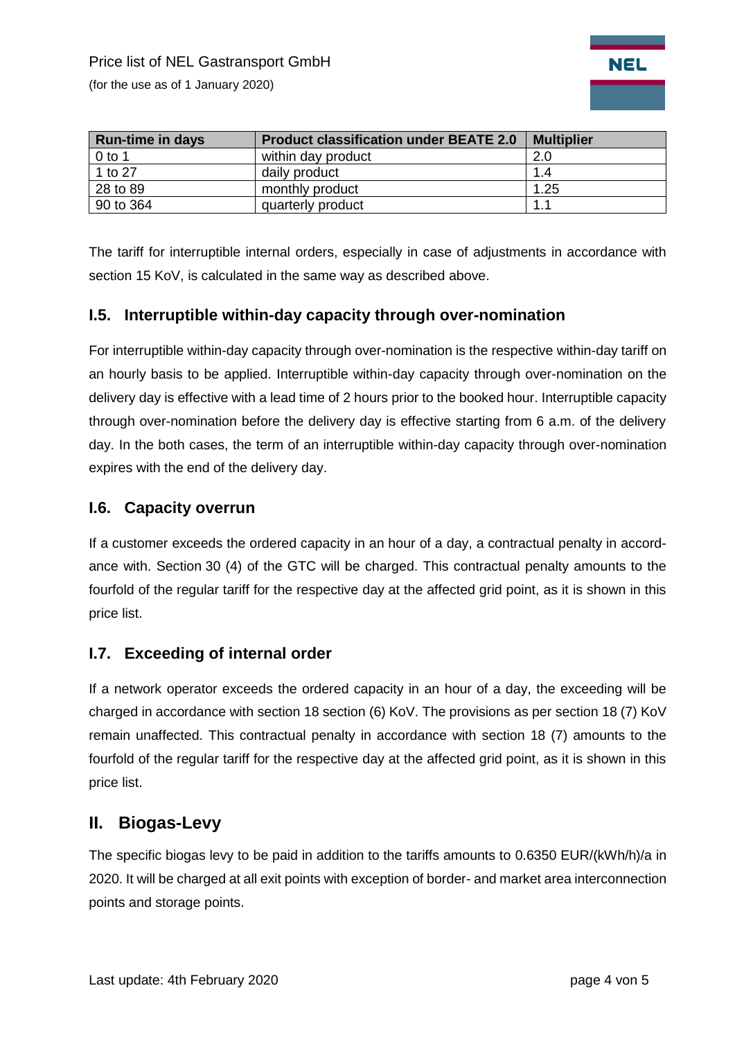| Run-time in days | Product classification under BEATE 2.0 | Multiplier |
| --- | --- | --- |
| 0 to 1 | within day product | 2.0 |
| 1 to 27 | daily product | 1.4 |
| 28 to 89 | monthly product | 1.25 |
| 90 to 364 | quarterly product | 1.1 |

The tariff for interruptible internal orders, especially in case of adjustments in accordance with section 15 KoV, is calculated in the same way as described above.

## I.5. Interruptible within-day capacity through over-nomination

For interruptible within-day capacity through over-nomination is the respective within-day tariff on an hourly basis to be applied. Interruptible within-day capacity through over-nomination on the delivery day is effective with a lead time of 2 hours prior to the booked hour. Interruptible capacity through over-nomination before the delivery day is effective starting from 6 a.m. of the delivery day. In the both cases, the term of an interruptible within-day capacity through over-nomination expires with the end of the delivery day.

## I.6. Capacity overrun

If a customer exceeds the ordered capacity in an hour of a day, a contractual penalty in accordance with. Section 30 (4) of the GTC will be charged. This contractual penalty amounts to the fourfold of the regular tariff for the respective day at the affected grid point, as it is shown in this price list.

## I.7. Exceeding of internal order

If a network operator exceeds the ordered capacity in an hour of a day, the exceeding will be charged in accordance with section 18 section (6) KoV. The provisions as per section 18 (7) KoV remain unaffected. This contractual penalty in accordance with section 18 (7) amounts to the fourfold of the regular tariff for the respective day at the affected grid point, as it is shown in this price list.

# II. Biogas-Levy

The specific biogas levy to be paid in addition to the tariffs amounts to 0.6350 EUR/(kWh/h)/a in 2020. It will be charged at all exit points with exception of border- and market area interconnection points and storage points.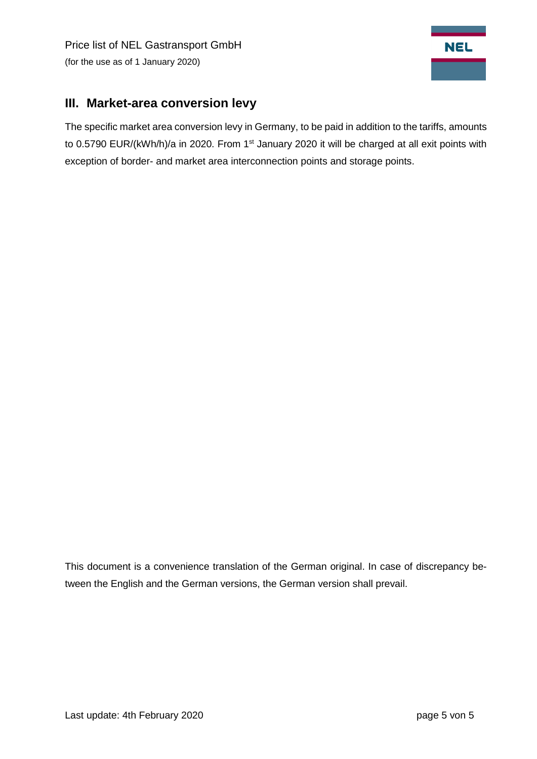## III. Market-area conversion levy

The specific market area conversion levy in Germany, to be paid in addition to the tariffs, amounts to 0.5790 EUR/(kWh/h)/a in 2020. From 1st January 2020 it will be charged at all exit points with exception of border- and market area interconnection points and storage points.

This document is a convenience translation of the German original. In case of discrepancy between the English and the German versions, the German version shall prevail.

Last update: 4th February 2020